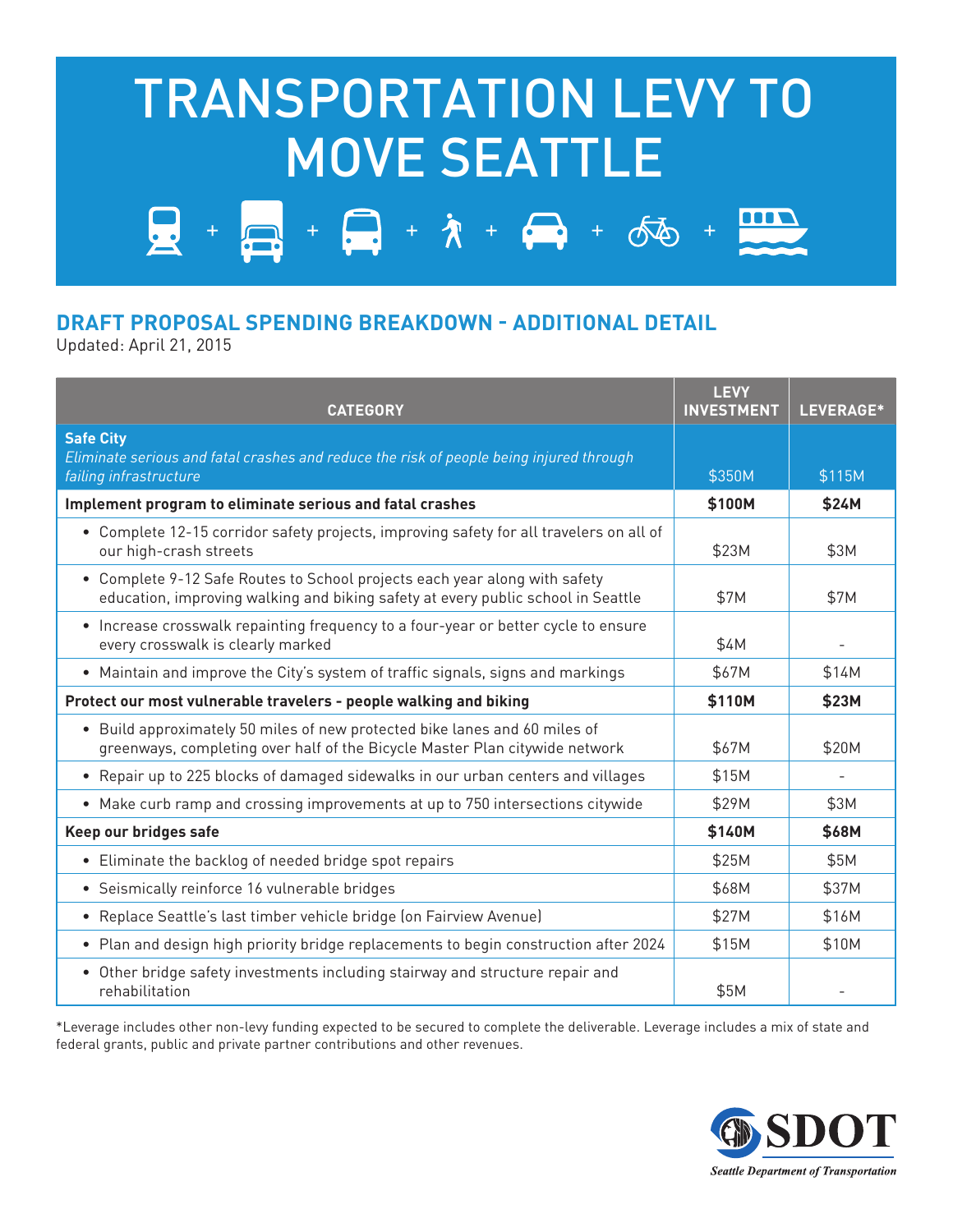# TRANSPORTATION LEVY TO MOVE SEATTLE

## DRAFT PROPOSAL SPENDING BREAKDOWN - ADDITIONAL DETAIL

Updated: April 21, 2015

| CATEGORY | LEVY INVESTMENT | LEVERAGE* |
|---|---|---|
| **Safe City**<br>*Eliminate serious and fatal crashes and reduce the risk of people being injured through failing infrastructure* | $350M | $115M |
| **Implement program to eliminate serious and fatal crashes** | **$100M** | **$24M** |
| • Complete 12-15 corridor safety projects, improving safety for all travelers on all of our high-crash streets | $23M | $3M |
| • Complete 9-12 Safe Routes to School projects each year along with safety education, improving walking and biking safety at every public school in Seattle | $7M | $7M |
| • Increase crosswalk repainting frequency to a four-year or better cycle to ensure every crosswalk is clearly marked | $4M | - |
| • Maintain and improve the City's system of traffic signals, signs and markings | $67M | $14M |
| **Protect our most vulnerable travelers - people walking and biking** | **$110M** | **$23M** |
| • Build approximately 50 miles of new protected bike lanes and 60 miles of greenways, completing over half of the Bicycle Master Plan citywide network | $67M | $20M |
| • Repair up to 225 blocks of damaged sidewalks in our urban centers and villages | $15M | - |
| • Make curb ramp and crossing improvements at up to 750 intersections citywide | $29M | $3M |
| **Keep our bridges safe** | **$140M** | **$68M** |
| • Eliminate the backlog of needed bridge spot repairs | $25M | $5M |
| • Seismically reinforce 16 vulnerable bridges | $68M | $37M |
| • Replace Seattle's last timber vehicle bridge (on Fairview Avenue) | $27M | $16M |
| • Plan and design high priority bridge replacements to begin construction after 2024 | $15M | $10M |
| • Other bridge safety investments including stairway and structure repair and rehabilitation | $5M | - |

*Leverage includes other non-levy funding expected to be secured to complete the deliverable. Leverage includes a mix of state and federal grants, public and private partner contributions and other revenues.

SDOT
Seattle Department of Transportation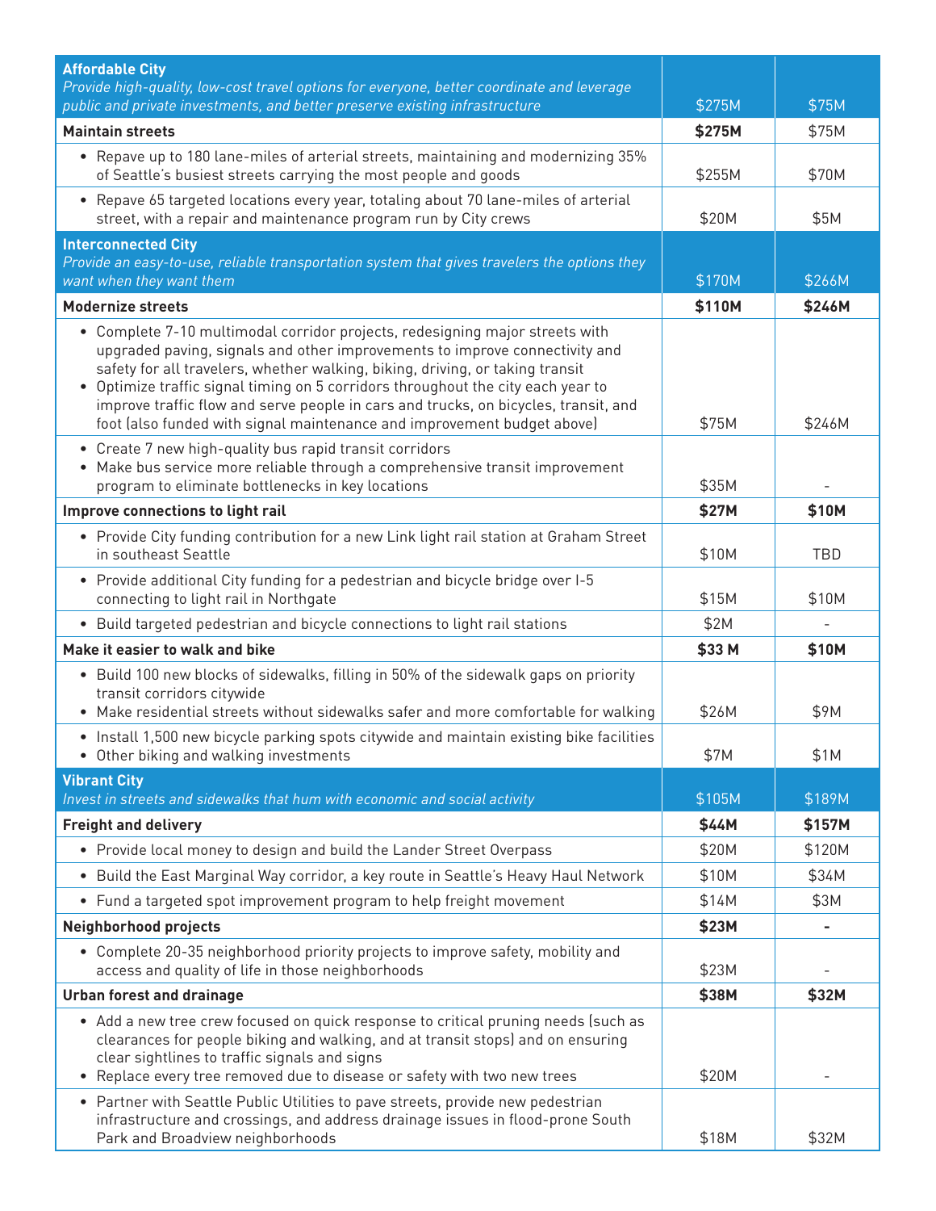| | | |
|---|---|---|
| **Affordable City** *Provide high-quality, low-cost travel options for everyone, better coordinate and leverage public and private investments, and better preserve existing infrastructure* | $275M | $75M |
| **Maintain streets** | **$275M** | $75M |
| • Repave up to 180 lane-miles of arterial streets, maintaining and modernizing 35% of Seattle's busiest streets carrying the most people and goods | $255M | $70M |
| • Repave 65 targeted locations every year, totaling about 70 lane-miles of arterial street, with a repair and maintenance program run by City crews | $20M | $5M |
| **Interconnected City** *Provide an easy-to-use, reliable transportation system that gives travelers the options they want when they want them* | $170M | $266M |
| **Modernize streets** | **$110M** | **$246M** |
| • Complete 7-10 multimodal corridor projects, redesigning major streets with upgraded paving, signals and other improvements to improve connectivity and safety for all travelers, whether walking, biking, driving, or taking transit • Optimize traffic signal timing on 5 corridors throughout the city each year to improve traffic flow and serve people in cars and trucks, on bicycles, transit, and foot (also funded with signal maintenance and improvement budget above) | $75M | $246M |
| • Create 7 new high-quality bus rapid transit corridors • Make bus service more reliable through a comprehensive transit improvement program to eliminate bottlenecks in key locations | $35M | - |
| **Improve connections to light rail** | **$27M** | **$10M** |
| • Provide City funding contribution for a new Link light rail station at Graham Street in southeast Seattle | $10M | TBD |
| • Provide additional City funding for a pedestrian and bicycle bridge over I-5 connecting to light rail in Northgate | $15M | $10M |
| • Build targeted pedestrian and bicycle connections to light rail stations | $2M | - |
| **Make it easier to walk and bike** | **$33 M** | **$10M** |
| • Build 100 new blocks of sidewalks, filling in 50% of the sidewalk gaps on priority transit corridors citywide • Make residential streets without sidewalks safer and more comfortable for walking | $26M | $9M |
| • Install 1,500 new bicycle parking spots citywide and maintain existing bike facilities • Other biking and walking investments | $7M | $1M |
| **Vibrant City** *Invest in streets and sidewalks that hum with economic and social activity* | $105M | $189M |
| **Freight and delivery** | **$44M** | **$157M** |
| • Provide local money to design and build the Lander Street Overpass | $20M | $120M |
| • Build the East Marginal Way corridor, a key route in Seattle's Heavy Haul Network | $10M | $34M |
| • Fund a targeted spot improvement program to help freight movement | $14M | $3M |
| **Neighborhood projects** | **$23M** | **-** |
| • Complete 20-35 neighborhood priority projects to improve safety, mobility and access and quality of life in those neighborhoods | $23M | - |
| **Urban forest and drainage** | **$38M** | **$32M** |
| • Add a new tree crew focused on quick response to critical pruning needs (such as clearances for people biking and walking, and at transit stops) and on ensuring clear sightlines to traffic signals and signs • Replace every tree removed due to disease or safety with two new trees | $20M | - |
| • Partner with Seattle Public Utilities to pave streets, provide new pedestrian infrastructure and crossings, and address drainage issues in flood-prone South Park and Broadview neighborhoods | $18M | $32M |